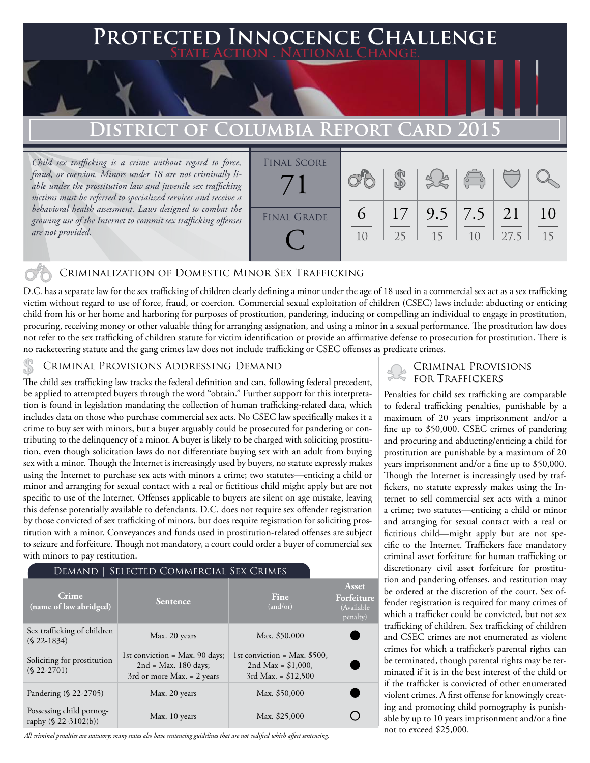# Protected Innocence Challenge

State Action . National Change.

## District of Columbia Report Card 2015

*Child sex trafficking is a crime without regard to force, fraud, or coercion. Minors under 18 are not criminally liable under the prostitution law and juvenile sex trafficking victims must be referred to specialized services and receive a behavioral health assessment. Laws designed to combat the growing use of the Internet to commit sex trafficking offenses are not provided.*

| Final Score | Final Grade |
|---|---|
| 71 | C |

| Criminalization | Demand | Traffickers | Facilitators | Protective Provisions | Criminal Justice Tools |
|---|---|---|---|---|---|
| 6/10 | 17/25 | 9.5/15 | 7.5/10 | 21/27.5 | 10/15 |

### Criminalization of Domestic Minor Sex Trafficking

D.C. has a separate law for the sex trafficking of children clearly defining a minor under the age of 18 used in a commercial sex act as a sex trafficking victim without regard to use of force, fraud, or coercion. Commercial sexual exploitation of children (CSEC) laws include: abducting or enticing child from his or her home and harboring for purposes of prostitution, pandering, inducing or compelling an individual to engage in prostitution, procuring, receiving money or other valuable thing for arranging assignation, and using a minor in a sexual performance. The prostitution law does not refer to the sex trafficking of children statute for victim identification or provide an affirmative defense to prosecution for prostitution. There is no racketeering statute and the gang crimes law does not include trafficking or CSEC offenses as predicate crimes.

### Criminal Provisions Addressing Demand

The child sex trafficking law tracks the federal definition and can, following federal precedent, be applied to attempted buyers through the word "obtain." Further support for this interpretation is found in legislation mandating the collection of human trafficking-related data, which includes data on those who purchase commercial sex acts. No CSEC law specifically makes it a crime to buy sex with minors, but a buyer arguably could be prosecuted for pandering or contributing to the delinquency of a minor. A buyer is likely to be charged with soliciting prostitution, even though solicitation laws do not differentiate buying sex with an adult from buying sex with a minor. Though the Internet is increasingly used by buyers, no statute expressly makes using the Internet to purchase sex acts with minors a crime; two statutes—enticing a child or minor and arranging for sexual contact with a real or fictitious child might apply but are not specific to use of the Internet. Offenses applicable to buyers are silent on age mistake, leaving this defense potentially available to defendants. D.C. does not require sex offender registration by those convicted of sex trafficking of minors, but does require registration for soliciting prostitution with a minor. Conveyances and funds used in prostitution-related offenses are subject to seizure and forfeiture. Though not mandatory, a court could order a buyer of commercial sex with minors to pay restitution.

**Demand | Selected Commercial Sex Crimes**

| Crime (name of law abridged) | Sentence | Fine (and/or) | Asset Forfeiture (Available penalty) |
|---|---|---|---|
| Sex trafficking of children (§ 22-1834) | Max. 20 years | Max. $50,000 | ● |
| Soliciting for prostitution (§ 22-2701) | 1st conviction = Max. 90 days; 2nd = Max. 180 days; 3rd or more Max. = 2 years | 1st conviction = Max. $500, 2nd Max = $1,000, 3rd Max. = $12,500 | ● |
| Pandering (§ 22-2705) | Max. 20 years | Max. $50,000 | ● |
| Possessing child pornography (§ 22-3102(b)) | Max. 10 years | Max. $25,000 | ○ |

*All criminal penalties are statutory; many states also have sentencing guidelines that are not codified which affect sentencing.*

### Criminal Provisions for Traffickers

Penalties for child sex trafficking are comparable to federal trafficking penalties, punishable by a maximum of 20 years imprisonment and/or a fine up to $50,000. CSEC crimes of pandering and procuring and abducting/enticing a child for prostitution are punishable by a maximum of 20 years imprisonment and/or a fine up to $50,000. Though the Internet is increasingly used by traffickers, no statute expressly makes using the Internet to sell commercial sex acts with a minor a crime; two statutes—enticing a child or minor and arranging for sexual contact with a real or fictitious child—might apply but are not specific to the Internet. Traffickers face mandatory criminal asset forfeiture for human trafficking or discretionary civil asset forfeiture for prostitution and pandering offenses, and restitution may be ordered at the discretion of the court. Sex offender registration is required for many crimes of which a trafficker could be convicted, but not sex trafficking of children. Sex trafficking of children and CSEC crimes are not enumerated as violent crimes for which a trafficker's parental rights can be terminated, though parental rights may be terminated if it is in the best interest of the child or if the trafficker is convicted of other enumerated violent crimes. A first offense for knowingly creating and promoting child pornography is punishable by up to 10 years imprisonment and/or a fine not to exceed $25,000.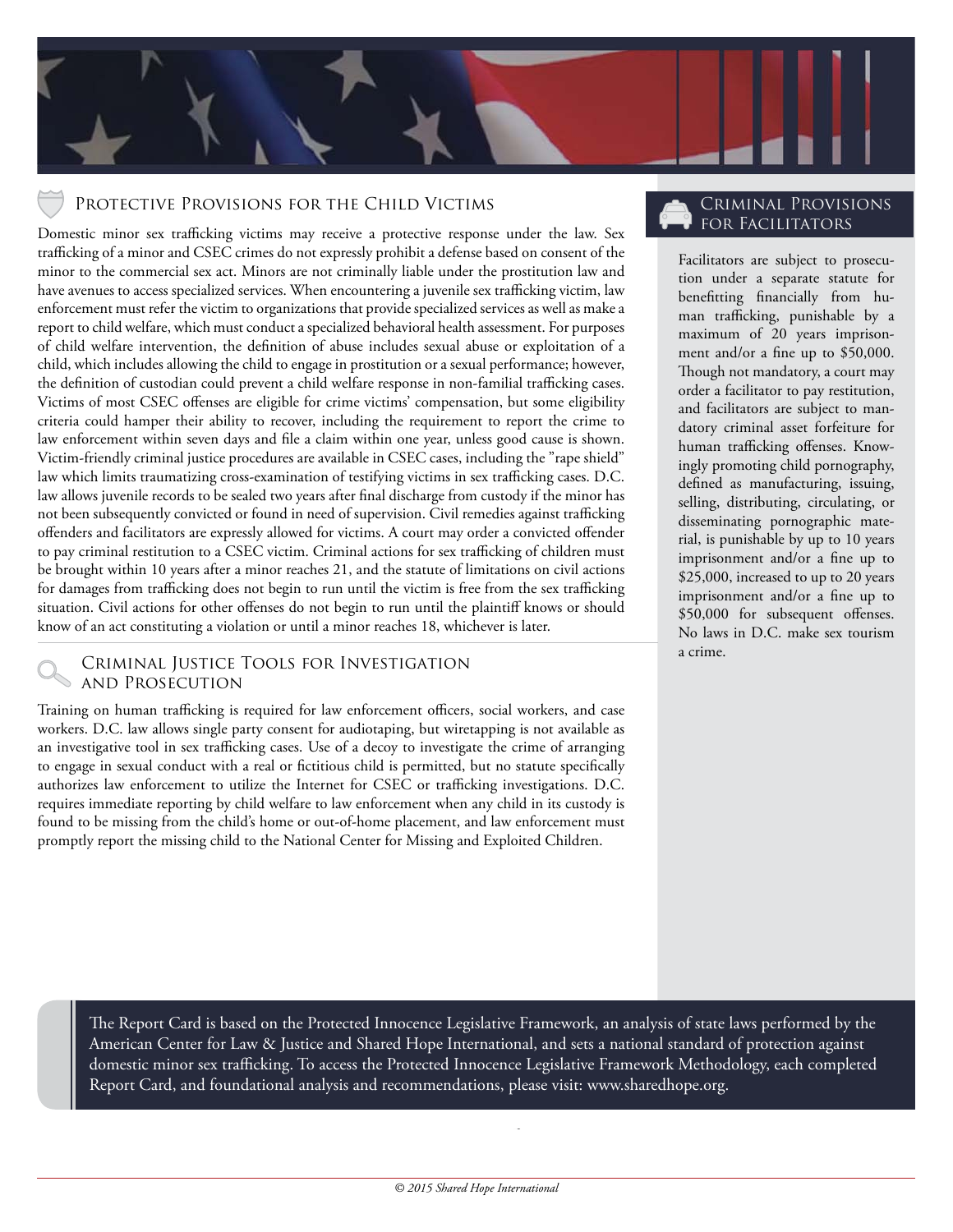## Protective Provisions for the Child Victims

Domestic minor sex trafficking victims may receive a protective response under the law. Sex trafficking of a minor and CSEC crimes do not expressly prohibit a defense based on consent of the minor to the commercial sex act. Minors are not criminally liable under the prostitution law and have avenues to access specialized services. When encountering a juvenile sex trafficking victim, law enforcement must refer the victim to organizations that provide specialized services as well as make a report to child welfare, which must conduct a specialized behavioral health assessment. For purposes of child welfare intervention, the definition of abuse includes sexual abuse or exploitation of a child, which includes allowing the child to engage in prostitution or a sexual performance; however, the definition of custodian could prevent a child welfare response in non-familial trafficking cases. Victims of most CSEC offenses are eligible for crime victims' compensation, but some eligibility criteria could hamper their ability to recover, including the requirement to report the crime to law enforcement within seven days and file a claim within one year, unless good cause is shown. Victim-friendly criminal justice procedures are available in CSEC cases, including the "rape shield" law which limits traumatizing cross-examination of testifying victims in sex trafficking cases. D.C. law allows juvenile records to be sealed two years after final discharge from custody if the minor has not been subsequently convicted or found in need of supervision. Civil remedies against trafficking offenders and facilitators are expressly allowed for victims. A court may order a convicted offender to pay criminal restitution to a CSEC victim. Criminal actions for sex trafficking of children must be brought within 10 years after a minor reaches 21, and the statute of limitations on civil actions for damages from trafficking does not begin to run until the victim is free from the sex trafficking situation. Civil actions for other offenses do not begin to run until the plaintiff knows or should know of an act constituting a violation or until a minor reaches 18, whichever is later.

## Criminal Justice Tools for Investigation and Prosecution

Training on human trafficking is required for law enforcement officers, social workers, and case workers. D.C. law allows single party consent for audiotaping, but wiretapping is not available as an investigative tool in sex trafficking cases. Use of a decoy to investigate the crime of arranging to engage in sexual conduct with a real or fictitious child is permitted, but no statute specifically authorizes law enforcement to utilize the Internet for CSEC or trafficking investigations. D.C. requires immediate reporting by child welfare to law enforcement when any child in its custody is found to be missing from the child's home or out-of-home placement, and law enforcement must promptly report the missing child to the National Center for Missing and Exploited Children.

## Criminal Provisions for Facilitators

Facilitators are subject to prosecution under a separate statute for benefitting financially from human trafficking, punishable by a maximum of 20 years imprisonment and/or a fine up to $50,000. Though not mandatory, a court may order a facilitator to pay restitution, and facilitators are subject to mandatory criminal asset forfeiture for human trafficking offenses. Knowingly promoting child pornography, defined as manufacturing, issuing, selling, distributing, circulating, or disseminating pornographic material, is punishable by up to 10 years imprisonment and/or a fine up to $25,000, increased to up to 20 years imprisonment and/or a fine up to $50,000 for subsequent offenses. No laws in D.C. make sex tourism a crime.

The Report Card is based on the Protected Innocence Legislative Framework, an analysis of state laws performed by the American Center for Law & Justice and Shared Hope International, and sets a national standard of protection against domestic minor sex trafficking. To access the Protected Innocence Legislative Framework Methodology, each completed Report Card, and foundational analysis and recommendations, please visit: www.sharedhope.org.

*© 2015 Shared Hope International*